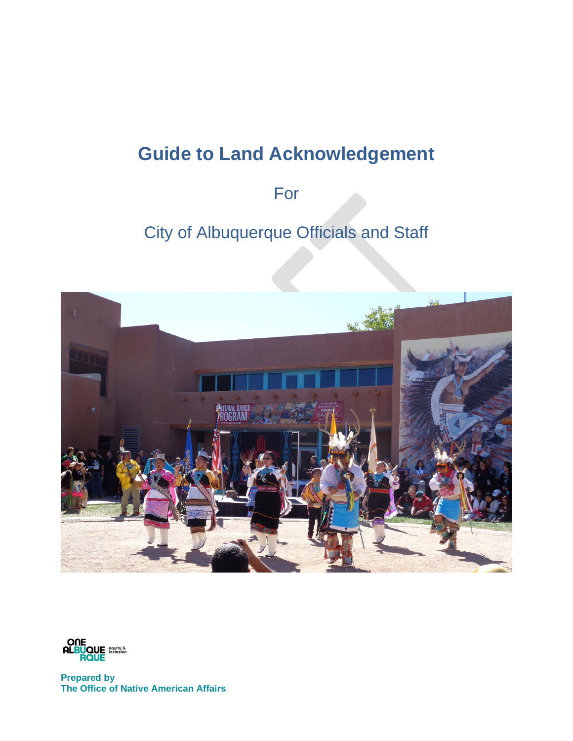# Guide to Land Acknowledgement

For

City of Albuquerque Officials and Staff

**Prepared by**
**The Office of Native American Affairs**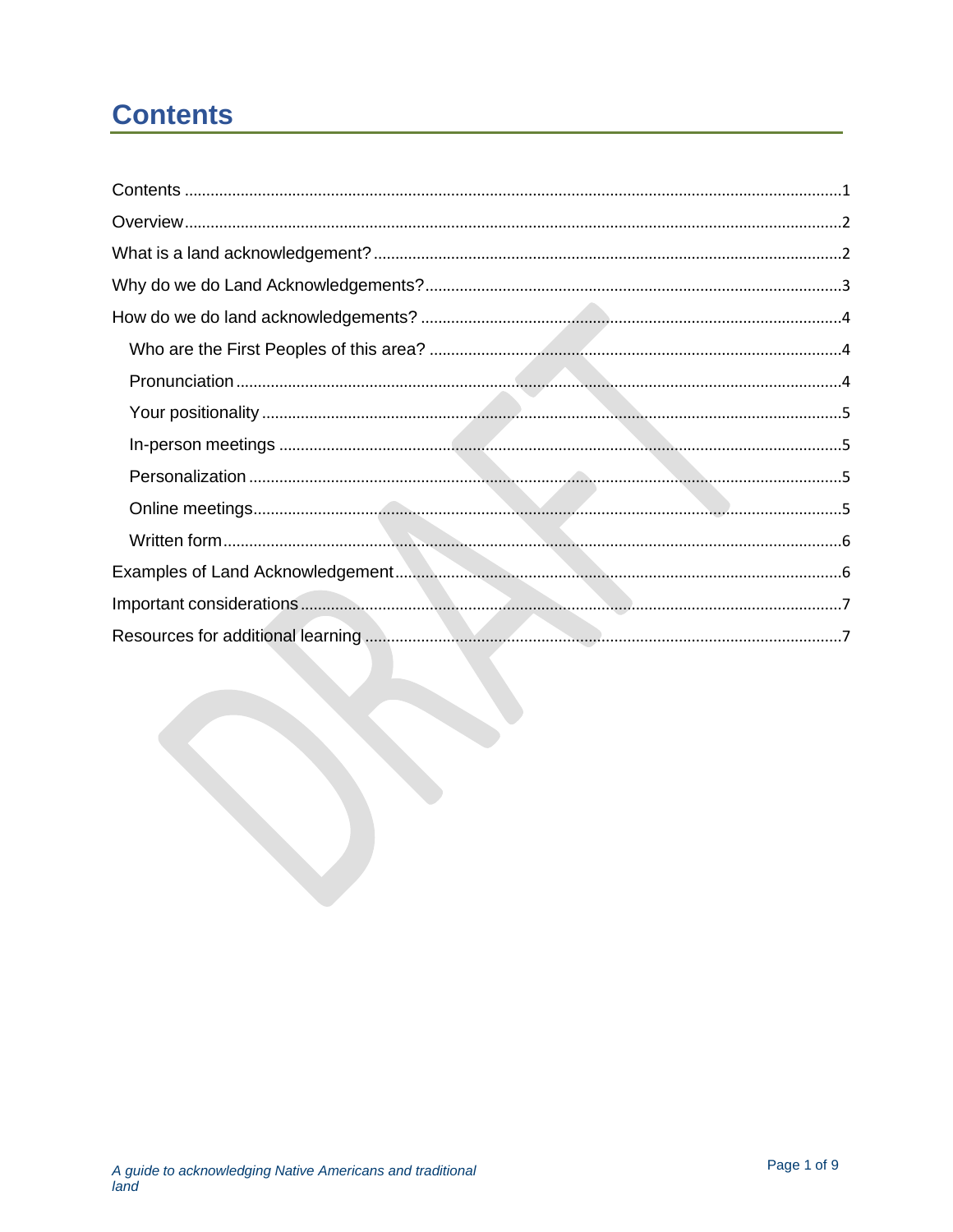# Contents

Contents ........................................................................................................................................1

Overview........................................................................................................................................2

What is a land acknowledgement? ...........................................................................................2

Why do we do Land Acknowledgements? ...............................................................................3

How do we do land acknowledgements? ................................................................................4

- Who are the First Peoples of this area? ...............................................................................4
- Pronunciation ........................................................................................................................4
- Your positionality ...................................................................................................................5
- In-person meetings ...............................................................................................................5
- Personalization .....................................................................................................................5
- Online meetings.....................................................................................................................5
- Written form...........................................................................................................................6

Examples of Land Acknowledgement.......................................................................................6

Important considerations...........................................................................................................7

Resources for additional learning ............................................................................................7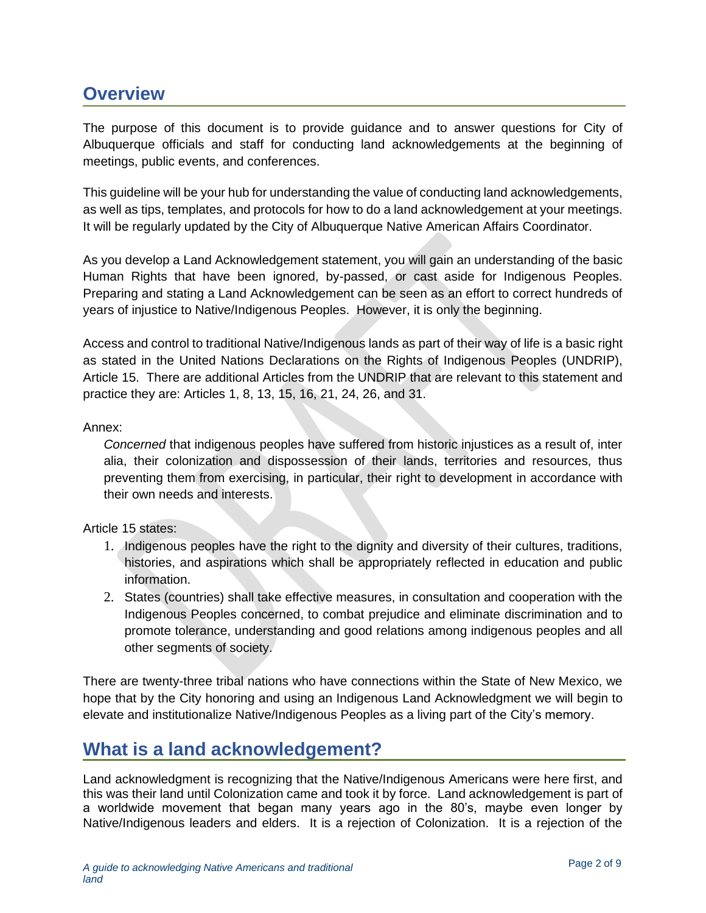## Overview

The purpose of this document is to provide guidance and to answer questions for City of Albuquerque officials and staff for conducting land acknowledgements at the beginning of meetings, public events, and conferences.

This guideline will be your hub for understanding the value of conducting land acknowledgements, as well as tips, templates, and protocols for how to do a land acknowledgement at your meetings. It will be regularly updated by the City of Albuquerque Native American Affairs Coordinator.

As you develop a Land Acknowledgement statement, you will gain an understanding of the basic Human Rights that have been ignored, by-passed, or cast aside for Indigenous Peoples. Preparing and stating a Land Acknowledgement can be seen as an effort to correct hundreds of years of injustice to Native/Indigenous Peoples. However, it is only the beginning.

Access and control to traditional Native/Indigenous lands as part of their way of life is a basic right as stated in the United Nations Declarations on the Rights of Indigenous Peoples (UNDRIP), Article 15. There are additional Articles from the UNDRIP that are relevant to this statement and practice they are: Articles 1, 8, 13, 15, 16, 21, 24, 26, and 31.

Annex:

> *Concerned* that indigenous peoples have suffered from historic injustices as a result of, inter alia, their colonization and dispossession of their lands, territories and resources, thus preventing them from exercising, in particular, their right to development in accordance with their own needs and interests.

Article 15 states:

1. Indigenous peoples have the right to the dignity and diversity of their cultures, traditions, histories, and aspirations which shall be appropriately reflected in education and public information.
2. States (countries) shall take effective measures, in consultation and cooperation with the Indigenous Peoples concerned, to combat prejudice and eliminate discrimination and to promote tolerance, understanding and good relations among indigenous peoples and all other segments of society.

There are twenty-three tribal nations who have connections within the State of New Mexico, we hope that by the City honoring and using an Indigenous Land Acknowledgment we will begin to elevate and institutionalize Native/Indigenous Peoples as a living part of the City's memory.

## What is a land acknowledgement?

Land acknowledgment is recognizing that the Native/Indigenous Americans were here first, and this was their land until Colonization came and took it by force. Land acknowledgement is part of a worldwide movement that began many years ago in the 80's, maybe even longer by Native/Indigenous leaders and elders. It is a rejection of Colonization. It is a rejection of the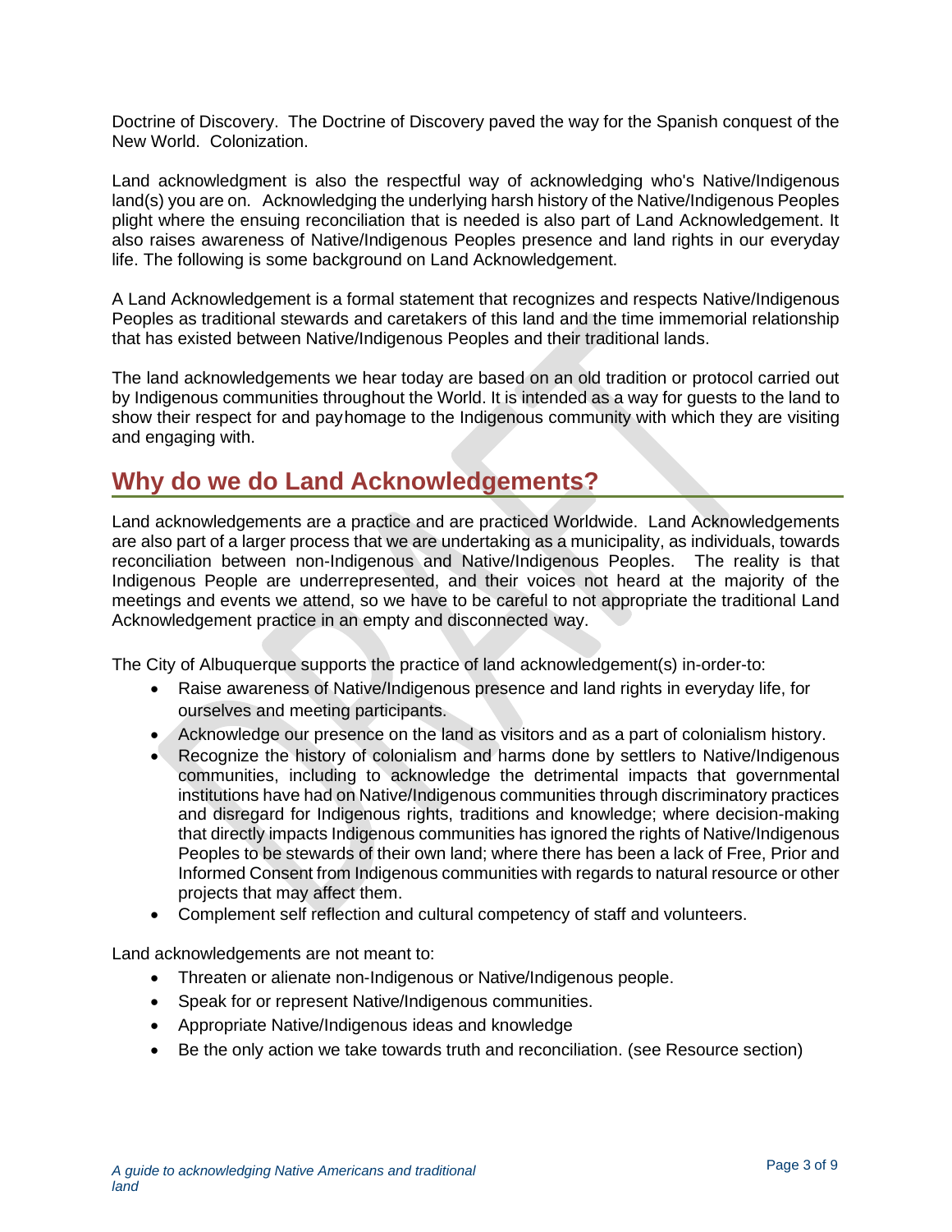Doctrine of Discovery. The Doctrine of Discovery paved the way for the Spanish conquest of the New World. Colonization.

Land acknowledgment is also the respectful way of acknowledging who's Native/Indigenous land(s) you are on. Acknowledging the underlying harsh history of the Native/Indigenous Peoples plight where the ensuing reconciliation that is needed is also part of Land Acknowledgement. It also raises awareness of Native/Indigenous Peoples presence and land rights in our everyday life. The following is some background on Land Acknowledgement.

A Land Acknowledgement is a formal statement that recognizes and respects Native/Indigenous Peoples as traditional stewards and caretakers of this land and the time immemorial relationship that has existed between Native/Indigenous Peoples and their traditional lands.

The land acknowledgements we hear today are based on an old tradition or protocol carried out by Indigenous communities throughout the World. It is intended as a way for guests to the land to show their respect for and pay homage to the Indigenous community with which they are visiting and engaging with.

## Why do we do Land Acknowledgements?

Land acknowledgements are a practice and are practiced Worldwide. Land Acknowledgements are also part of a larger process that we are undertaking as a municipality, as individuals, towards reconciliation between non-Indigenous and Native/Indigenous Peoples. The reality is that Indigenous People are underrepresented, and their voices not heard at the majority of the meetings and events we attend, so we have to be careful to not appropriate the traditional Land Acknowledgement practice in an empty and disconnected way.

The City of Albuquerque supports the practice of land acknowledgement(s) in-order-to:

- Raise awareness of Native/Indigenous presence and land rights in everyday life, for ourselves and meeting participants.
- Acknowledge our presence on the land as visitors and as a part of colonialism history.
- Recognize the history of colonialism and harms done by settlers to Native/Indigenous communities, including to acknowledge the detrimental impacts that governmental institutions have had on Native/Indigenous communities through discriminatory practices and disregard for Indigenous rights, traditions and knowledge; where decision-making that directly impacts Indigenous communities has ignored the rights of Native/Indigenous Peoples to be stewards of their own land; where there has been a lack of Free, Prior and Informed Consent from Indigenous communities with regards to natural resource or other projects that may affect them.
- Complement self reflection and cultural competency of staff and volunteers.

Land acknowledgements are not meant to:

- Threaten or alienate non-Indigenous or Native/Indigenous people.
- Speak for or represent Native/Indigenous communities.
- Appropriate Native/Indigenous ideas and knowledge
- Be the only action we take towards truth and reconciliation. (see Resource section)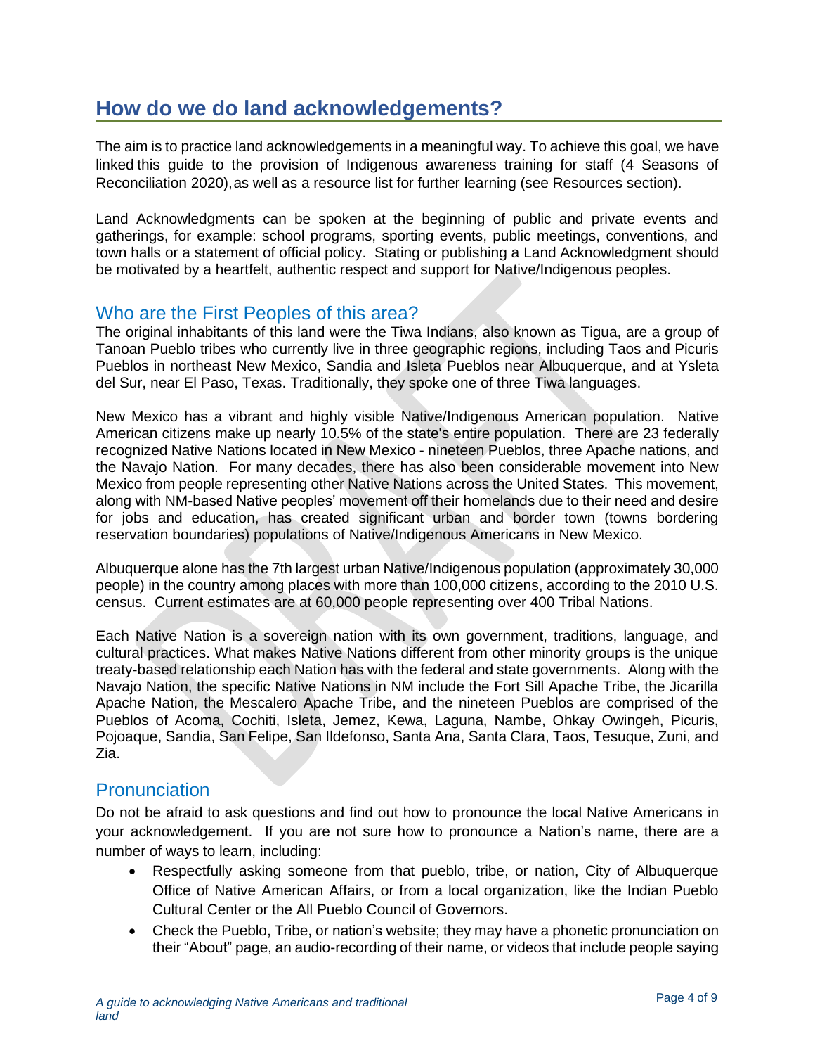## How do we do land acknowledgements?

The aim is to practice land acknowledgements in a meaningful way. To achieve this goal, we have linked this guide to the provision of Indigenous awareness training for staff (4 Seasons of Reconciliation 2020), as well as a resource list for further learning (see Resources section).

Land Acknowledgments can be spoken at the beginning of public and private events and gatherings, for example: school programs, sporting events, public meetings, conventions, and town halls or a statement of official policy. Stating or publishing a Land Acknowledgment should be motivated by a heartfelt, authentic respect and support for Native/Indigenous peoples.

### Who are the First Peoples of this area?

The original inhabitants of this land were the Tiwa Indians, also known as Tigua, are a group of Tanoan Pueblo tribes who currently live in three geographic regions, including Taos and Picuris Pueblos in northeast New Mexico, Sandia and Isleta Pueblos near Albuquerque, and at Ysleta del Sur, near El Paso, Texas. Traditionally, they spoke one of three Tiwa languages.

New Mexico has a vibrant and highly visible Native/Indigenous American population. Native American citizens make up nearly 10.5% of the state's entire population. There are 23 federally recognized Native Nations located in New Mexico - nineteen Pueblos, three Apache nations, and the Navajo Nation. For many decades, there has also been considerable movement into New Mexico from people representing other Native Nations across the United States. This movement, along with NM-based Native peoples' movement off their homelands due to their need and desire for jobs and education, has created significant urban and border town (towns bordering reservation boundaries) populations of Native/Indigenous Americans in New Mexico.

Albuquerque alone has the 7th largest urban Native/Indigenous population (approximately 30,000 people) in the country among places with more than 100,000 citizens, according to the 2010 U.S. census. Current estimates are at 60,000 people representing over 400 Tribal Nations.

Each Native Nation is a sovereign nation with its own government, traditions, language, and cultural practices. What makes Native Nations different from other minority groups is the unique treaty-based relationship each Nation has with the federal and state governments. Along with the Navajo Nation, the specific Native Nations in NM include the Fort Sill Apache Tribe, the Jicarilla Apache Nation, the Mescalero Apache Tribe, and the nineteen Pueblos are comprised of the Pueblos of Acoma, Cochiti, Isleta, Jemez, Kewa, Laguna, Nambe, Ohkay Owingeh, Picuris, Pojoaque, Sandia, San Felipe, San Ildefonso, Santa Ana, Santa Clara, Taos, Tesuque, Zuni, and Zia.

### Pronunciation

Do not be afraid to ask questions and find out how to pronounce the local Native Americans in your acknowledgement. If you are not sure how to pronounce a Nation's name, there are a number of ways to learn, including:

- Respectfully asking someone from that pueblo, tribe, or nation, City of Albuquerque Office of Native American Affairs, or from a local organization, like the Indian Pueblo Cultural Center or the All Pueblo Council of Governors.
- Check the Pueblo, Tribe, or nation's website; they may have a phonetic pronunciation on their "About" page, an audio-recording of their name, or videos that include people saying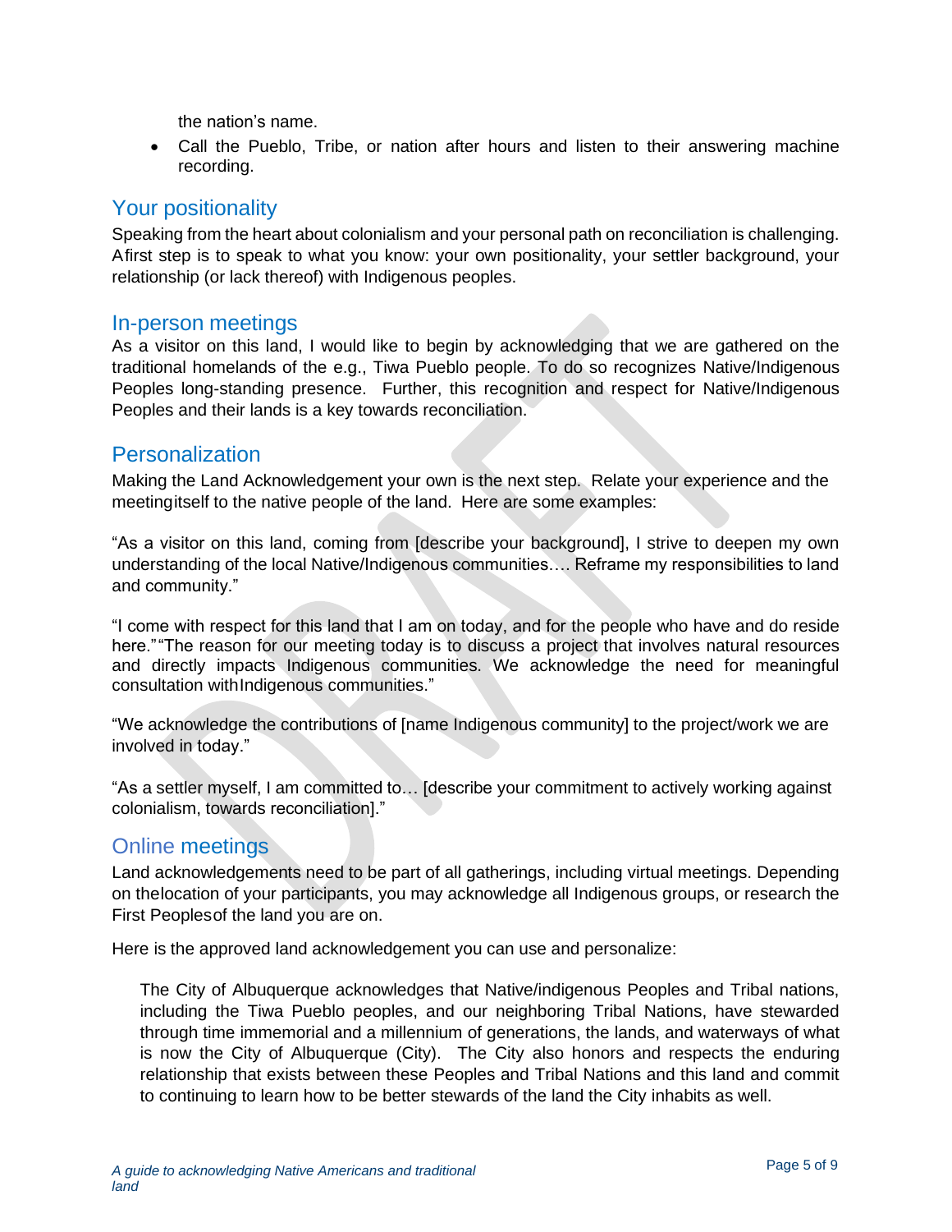the nation's name.

- Call the Pueblo, Tribe, or nation after hours and listen to their answering machine recording.

## Your positionality

Speaking from the heart about colonialism and your personal path on reconciliation is challenging. A first step is to speak to what you know: your own positionality, your settler background, your relationship (or lack thereof) with Indigenous peoples.

## In-person meetings

As a visitor on this land, I would like to begin by acknowledging that we are gathered on the traditional homelands of the e.g., Tiwa Pueblo people. To do so recognizes Native/Indigenous Peoples long-standing presence. Further, this recognition and respect for Native/Indigenous Peoples and their lands is a key towards reconciliation.

## Personalization

Making the Land Acknowledgement your own is the next step. Relate your experience and the meeting itself to the native people of the land. Here are some examples:

"As a visitor on this land, coming from [describe your background], I strive to deepen my own understanding of the local Native/Indigenous communities…. Reframe my responsibilities to land and community."

"I come with respect for this land that I am on today, and for the people who have and do reside here." "The reason for our meeting today is to discuss a project that involves natural resources and directly impacts Indigenous communities. We acknowledge the need for meaningful consultation with Indigenous communities."

"We acknowledge the contributions of [name Indigenous community] to the project/work we are involved in today."

"As a settler myself, I am committed to… [describe your commitment to actively working against colonialism, towards reconciliation]."

## Online meetings

Land acknowledgements need to be part of all gatherings, including virtual meetings. Depending on the location of your participants, you may acknowledge all Indigenous groups, or research the First Peoples of the land you are on.

Here is the approved land acknowledgement you can use and personalize:

> The City of Albuquerque acknowledges that Native/indigenous Peoples and Tribal nations, including the Tiwa Pueblo peoples, and our neighboring Tribal Nations, have stewarded through time immemorial and a millennium of generations, the lands, and waterways of what is now the City of Albuquerque (City). The City also honors and respects the enduring relationship that exists between these Peoples and Tribal Nations and this land and commit to continuing to learn how to be better stewards of the land the City inhabits as well.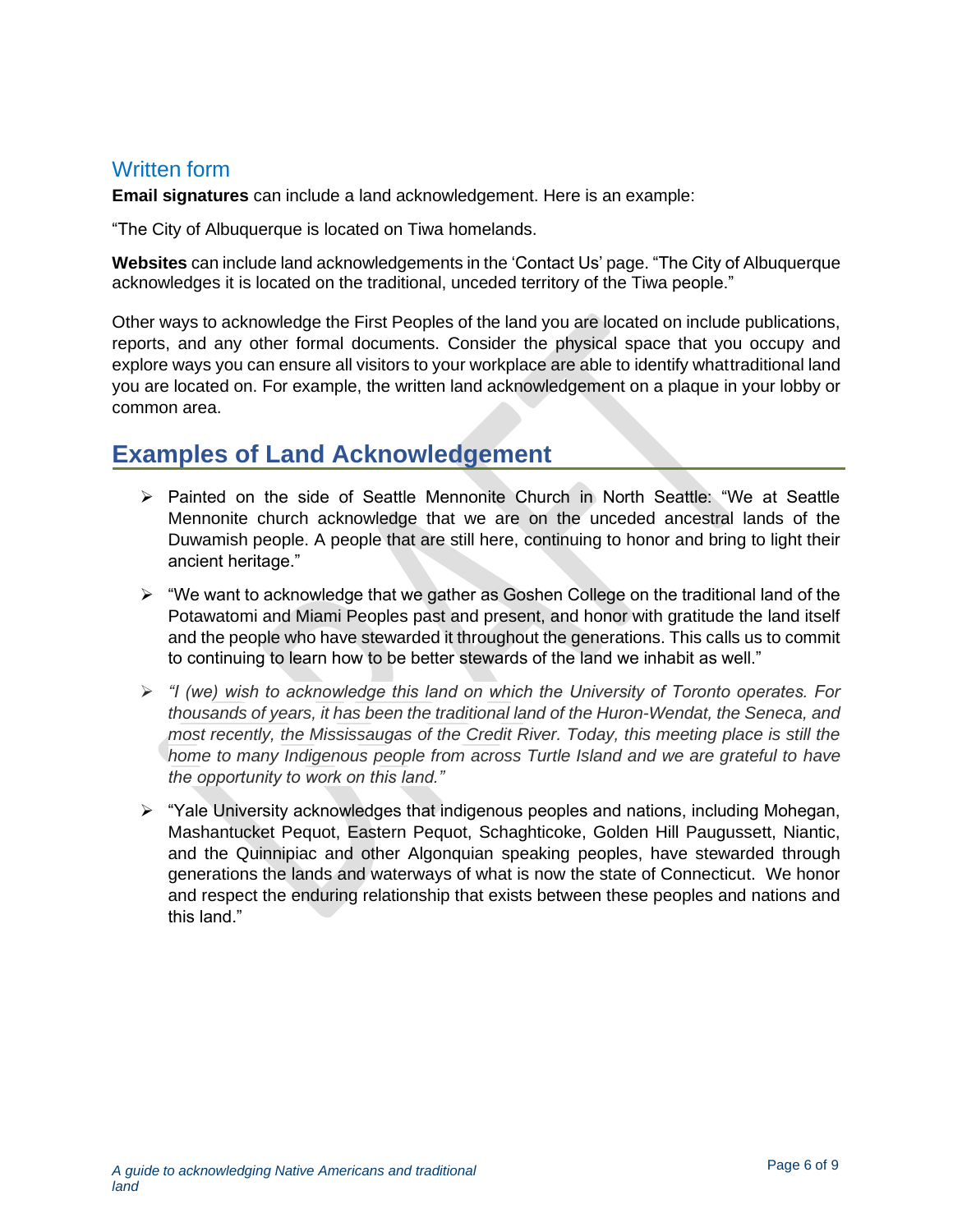## Written form

**Email signatures** can include a land acknowledgement. Here is an example:

“The City of Albuquerque is located on Tiwa homelands.

**Websites** can include land acknowledgements in the ‘Contact Us’ page. “The City of Albuquerque acknowledges it is located on the traditional, unceded territory of the Tiwa people.”

Other ways to acknowledge the First Peoples of the land you are located on include publications, reports, and any other formal documents. Consider the physical space that you occupy and explore ways you can ensure all visitors to your workplace are able to identify whattraditional land you are located on. For example, the written land acknowledgement on a plaque in your lobby or common area.

# Examples of Land Acknowledgement

- Painted on the side of Seattle Mennonite Church in North Seattle: “We at Seattle Mennonite church acknowledge that we are on the unceded ancestral lands of the Duwamish people. A people that are still here, continuing to honor and bring to light their ancient heritage.”
- “We want to acknowledge that we gather as Goshen College on the traditional land of the Potawatomi and Miami Peoples past and present, and honor with gratitude the land itself and the people who have stewarded it throughout the generations. This calls us to commit to continuing to learn how to be better stewards of the land we inhabit as well.”
- *“I (we) wish to acknowledge this land on which the University of Toronto operates. For thousands of years, it has been the traditional land of the Huron-Wendat, the Seneca, and most recently, the Mississaugas of the Credit River. Today, this meeting place is still the home to many Indigenous people from across Turtle Island and we are grateful to have the opportunity to work on this land.”*
- “Yale University acknowledges that indigenous peoples and nations, including Mohegan, Mashantucket Pequot, Eastern Pequot, Schaghticoke, Golden Hill Paugussett, Niantic, and the Quinnipiac and other Algonquian speaking peoples, have stewarded through generations the lands and waterways of what is now the state of Connecticut. We honor and respect the enduring relationship that exists between these peoples and nations and this land.”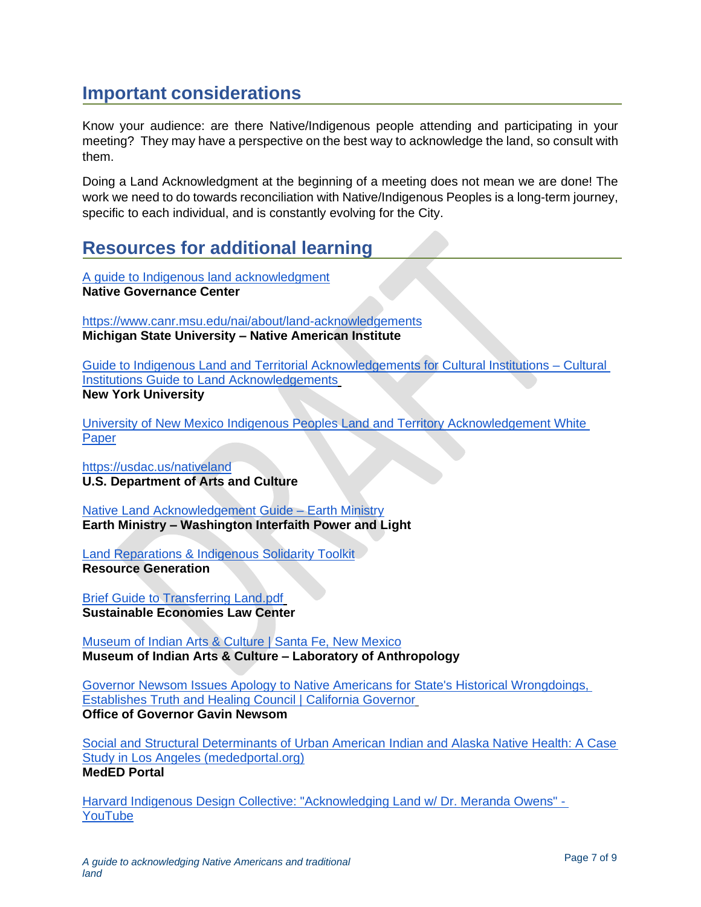## Important considerations

Know your audience: are there Native/Indigenous people attending and participating in your meeting? They may have a perspective on the best way to acknowledge the land, so consult with them.

Doing a Land Acknowledgment at the beginning of a meeting does not mean we are done! The work we need to do towards reconciliation with Native/Indigenous Peoples is a long-term journey, specific to each individual, and is constantly evolving for the City.

## Resources for additional learning

A guide to Indigenous land acknowledgment
**Native Governance Center**

https://www.canr.msu.edu/nai/about/land-acknowledgements
**Michigan State University – Native American Institute**

Guide to Indigenous Land and Territorial Acknowledgements for Cultural Institutions – Cultural Institutions Guide to Land Acknowledgements
**New York University**

University of New Mexico Indigenous Peoples Land and Territory Acknowledgement White Paper

https://usdac.us/nativeland
**U.S. Department of Arts and Culture**

Native Land Acknowledgement Guide – Earth Ministry
**Earth Ministry – Washington Interfaith Power and Light**

Land Reparations & Indigenous Solidarity Toolkit
**Resource Generation**

Brief Guide to Transferring Land.pdf
**Sustainable Economies Law Center**

Museum of Indian Arts & Culture | Santa Fe, New Mexico
**Museum of Indian Arts & Culture – Laboratory of Anthropology**

Governor Newsom Issues Apology to Native Americans for State's Historical Wrongdoings, Establishes Truth and Healing Council | California Governor
**Office of Governor Gavin Newsom**

Social and Structural Determinants of Urban American Indian and Alaska Native Health: A Case Study in Los Angeles (mededportal.org)
**MedED Portal**

Harvard Indigenous Design Collective: "Acknowledging Land w/ Dr. Meranda Owens" - YouTube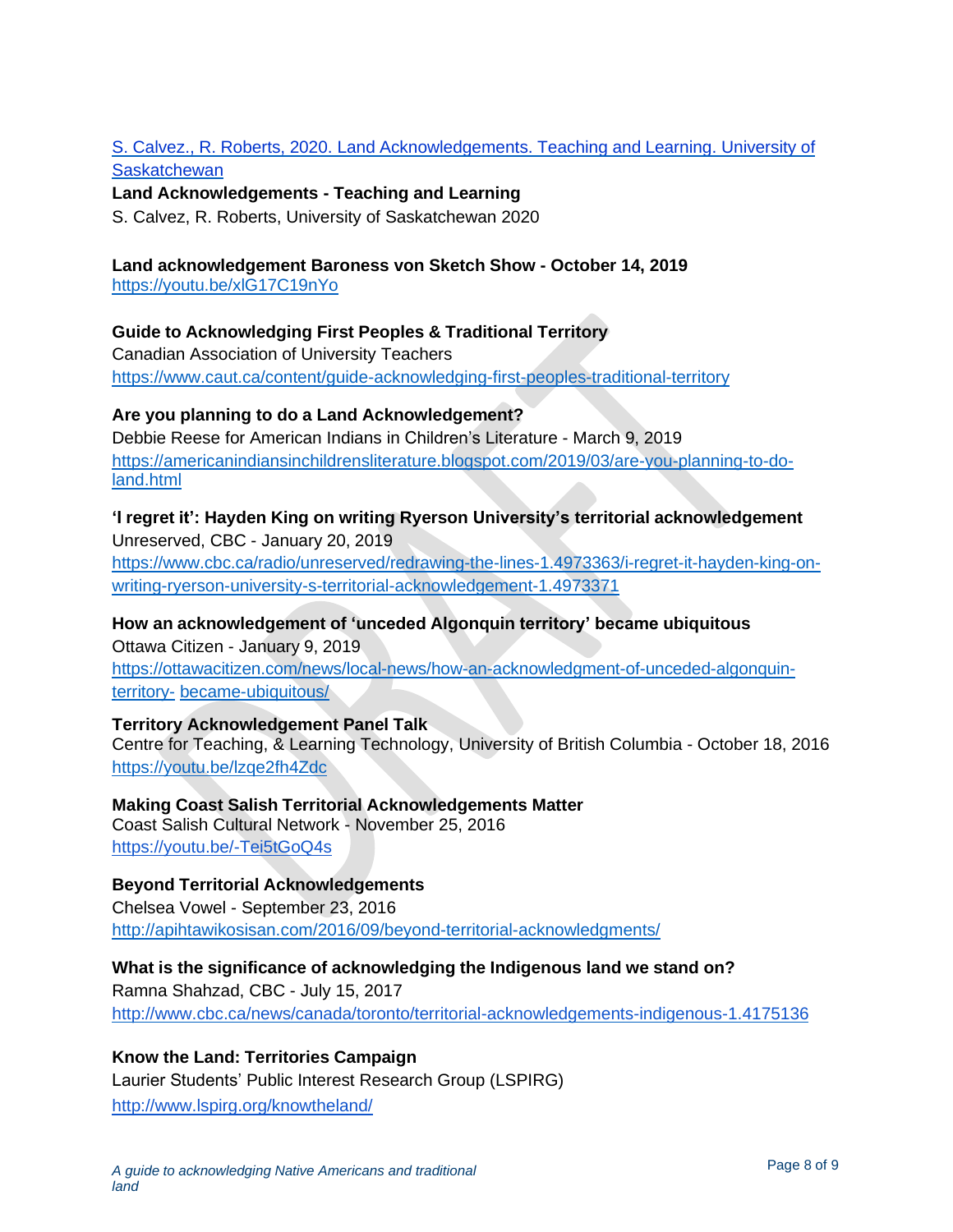[S. Calvez., R. Roberts, 2020. Land Acknowledgements. Teaching and Learning. University of Saskatchewan]

**Land Acknowledgements - Teaching and Learning**
S. Calvez, R. Roberts, University of Saskatchewan 2020

**Land acknowledgement Baroness von Sketch Show - October 14, 2019**
https://youtu.be/xlG17C19nYo

**Guide to Acknowledging First Peoples & Traditional Territory**
Canadian Association of University Teachers
https://www.caut.ca/content/guide-acknowledging-first-peoples-traditional-territory

**Are you planning to do a Land Acknowledgement?**
Debbie Reese for American Indians in Children's Literature - March 9, 2019
https://americanindiansinchildrensliterature.blogspot.com/2019/03/are-you-planning-to-do-land.html

**'I regret it': Hayden King on writing Ryerson University's territorial acknowledgement**
Unreserved, CBC - January 20, 2019
https://www.cbc.ca/radio/unreserved/redrawing-the-lines-1.4973363/i-regret-it-hayden-king-on-writing-ryerson-university-s-territorial-acknowledgement-1.4973371

**How an acknowledgement of 'unceded Algonquin territory' became ubiquitous**
Ottawa Citizen - January 9, 2019
https://ottawacitizen.com/news/local-news/how-an-acknowledgment-of-unceded-algonquin-territory- became-ubiquitous/

**Territory Acknowledgement Panel Talk**
Centre for Teaching, & Learning Technology, University of British Columbia - October 18, 2016
https://youtu.be/lzqe2fh4Zdc

**Making Coast Salish Territorial Acknowledgements Matter**
Coast Salish Cultural Network - November 25, 2016
https://youtu.be/-Tei5tGoQ4s

**Beyond Territorial Acknowledgements**
Chelsea Vowel - September 23, 2016
http://apihtawikosisan.com/2016/09/beyond-territorial-acknowledgments/

**What is the significance of acknowledging the Indigenous land we stand on?**
Ramna Shahzad, CBC - July 15, 2017
http://www.cbc.ca/news/canada/toronto/territorial-acknowledgements-indigenous-1.4175136

**Know the Land: Territories Campaign**
Laurier Students' Public Interest Research Group (LSPIRG)
http://www.lspirg.org/knowtheland/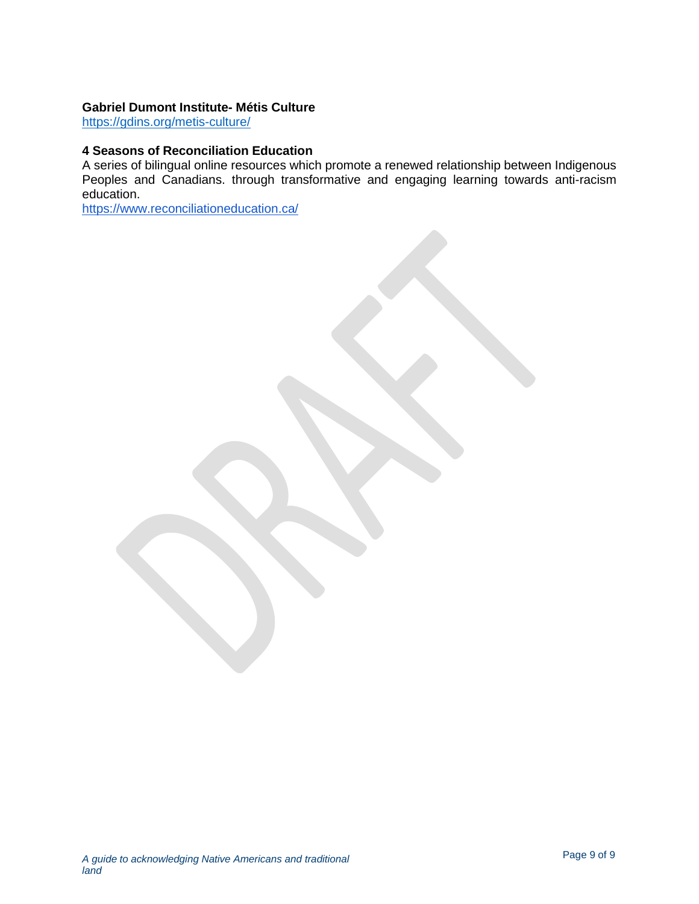**Gabriel Dumont Institute- Métis Culture**
https://gdins.org/metis-culture/

**4 Seasons of Reconciliation Education**
A series of bilingual online resources which promote a renewed relationship between Indigenous Peoples and Canadians. through transformative and engaging learning towards anti-racism education.
https://www.reconciliationeducation.ca/